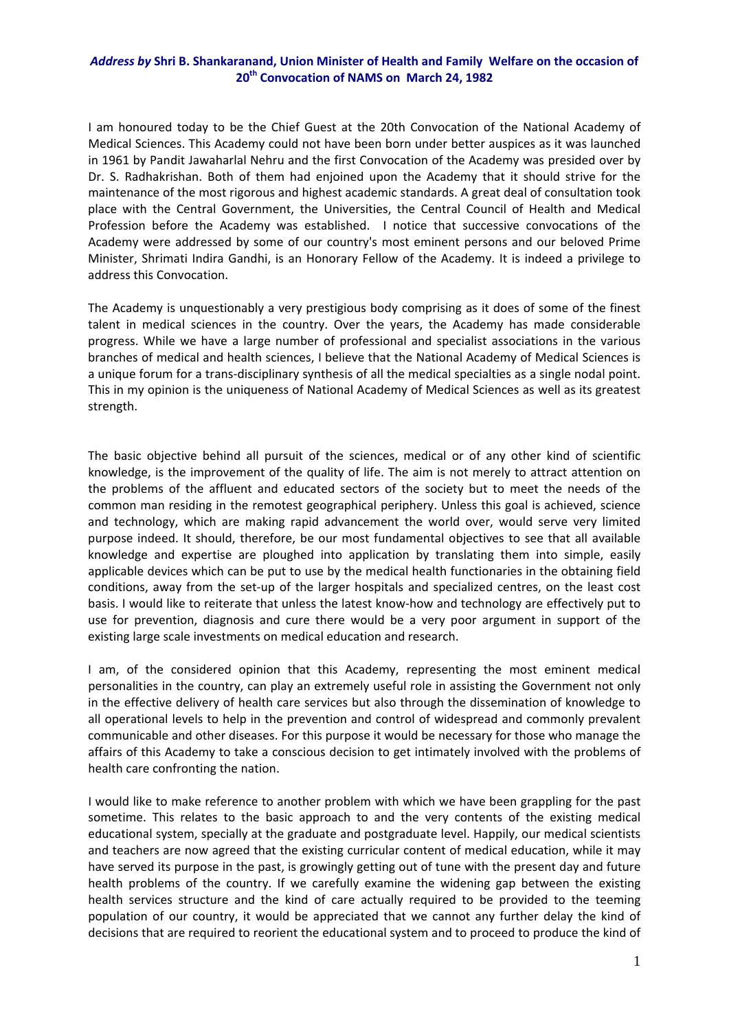***Address by* Shri B. Shankaranand, Union Minister of Health and Family Welfare on the occasion of 20th Convocation of NAMS on March 24, 1982**

I am honoured today to be the Chief Guest at the 20th Convocation of the National Academy of Medical Sciences. This Academy could not have been born under better auspices as it was launched in 1961 by Pandit Jawaharlal Nehru and the first Convocation of the Academy was presided over by Dr. S. Radhakrishan. Both of them had enjoined upon the Academy that it should strive for the maintenance of the most rigorous and highest academic standards. A great deal of consultation took place with the Central Government, the Universities, the Central Council of Health and Medical Profession before the Academy was established. I notice that successive convocations of the Academy were addressed by some of our country's most eminent persons and our beloved Prime Minister, Shrimati Indira Gandhi, is an Honorary Fellow of the Academy. It is indeed a privilege to address this Convocation.

The Academy is unquestionably a very prestigious body comprising as it does of some of the finest talent in medical sciences in the country. Over the years, the Academy has made considerable progress. While we have a large number of professional and specialist associations in the various branches of medical and health sciences, I believe that the National Academy of Medical Sciences is a unique forum for a trans-disciplinary synthesis of all the medical specialties as a single nodal point. This in my opinion is the uniqueness of National Academy of Medical Sciences as well as its greatest strength.

The basic objective behind all pursuit of the sciences, medical or of any other kind of scientific knowledge, is the improvement of the quality of life. The aim is not merely to attract attention on the problems of the affluent and educated sectors of the society but to meet the needs of the common man residing in the remotest geographical periphery. Unless this goal is achieved, science and technology, which are making rapid advancement the world over, would serve very limited purpose indeed. It should, therefore, be our most fundamental objectives to see that all available knowledge and expertise are ploughed into application by translating them into simple, easily applicable devices which can be put to use by the medical health functionaries in the obtaining field conditions, away from the set-up of the larger hospitals and specialized centres, on the least cost basis. I would like to reiterate that unless the latest know-how and technology are effectively put to use for prevention, diagnosis and cure there would be a very poor argument in support of the existing large scale investments on medical education and research.

I am, of the considered opinion that this Academy, representing the most eminent medical personalities in the country, can play an extremely useful role in assisting the Government not only in the effective delivery of health care services but also through the dissemination of knowledge to all operational levels to help in the prevention and control of widespread and commonly prevalent communicable and other diseases. For this purpose it would be necessary for those who manage the affairs of this Academy to take a conscious decision to get intimately involved with the problems of health care confronting the nation.

I would like to make reference to another problem with which we have been grappling for the past sometime. This relates to the basic approach to and the very contents of the existing medical educational system, specially at the graduate and postgraduate level. Happily, our medical scientists and teachers are now agreed that the existing curricular content of medical education, while it may have served its purpose in the past, is growingly getting out of tune with the present day and future health problems of the country. If we carefully examine the widening gap between the existing health services structure and the kind of care actually required to be provided to the teeming population of our country, it would be appreciated that we cannot any further delay the kind of decisions that are required to reorient the educational system and to proceed to produce the kind of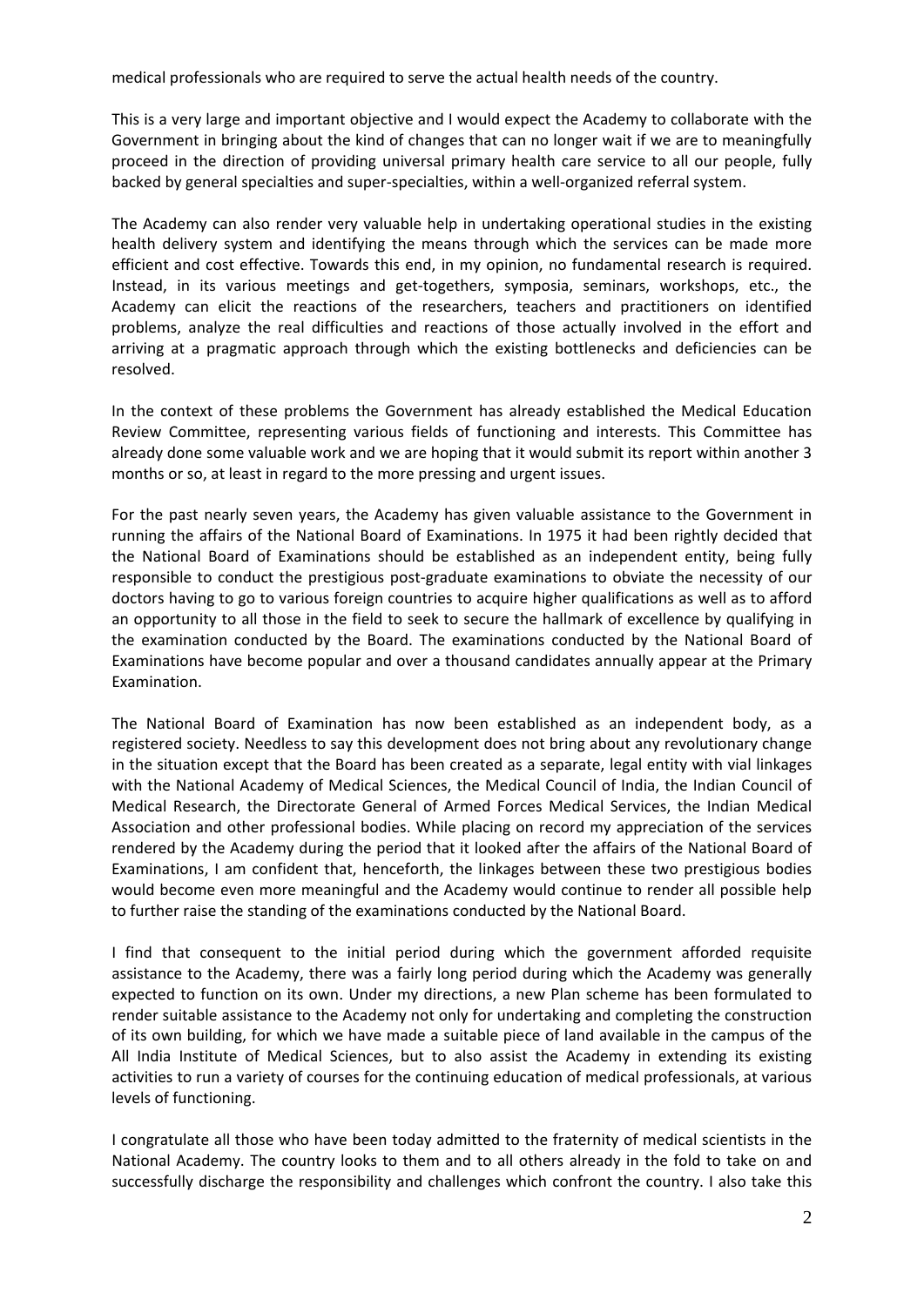medical professionals who are required to serve the actual health needs of the country.

This is a very large and important objective and I would expect the Academy to collaborate with the Government in bringing about the kind of changes that can no longer wait if we are to meaningfully proceed in the direction of providing universal primary health care service to all our people, fully backed by general specialties and super-specialties, within a well-organized referral system.

The Academy can also render very valuable help in undertaking operational studies in the existing health delivery system and identifying the means through which the services can be made more efficient and cost effective. Towards this end, in my opinion, no fundamental research is required. Instead, in its various meetings and get-togethers, symposia, seminars, workshops, etc., the Academy can elicit the reactions of the researchers, teachers and practitioners on identified problems, analyze the real difficulties and reactions of those actually involved in the effort and arriving at a pragmatic approach through which the existing bottlenecks and deficiencies can be resolved.

In the context of these problems the Government has already established the Medical Education Review Committee, representing various fields of functioning and interests. This Committee has already done some valuable work and we are hoping that it would submit its report within another 3 months or so, at least in regard to the more pressing and urgent issues.

For the past nearly seven years, the Academy has given valuable assistance to the Government in running the affairs of the National Board of Examinations. In 1975 it had been rightly decided that the National Board of Examinations should be established as an independent entity, being fully responsible to conduct the prestigious post-graduate examinations to obviate the necessity of our doctors having to go to various foreign countries to acquire higher qualifications as well as to afford an opportunity to all those in the field to seek to secure the hallmark of excellence by qualifying in the examination conducted by the Board. The examinations conducted by the National Board of Examinations have become popular and over a thousand candidates annually appear at the Primary Examination.

The National Board of Examination has now been established as an independent body, as a registered society. Needless to say this development does not bring about any revolutionary change in the situation except that the Board has been created as a separate, legal entity with vial linkages with the National Academy of Medical Sciences, the Medical Council of India, the Indian Council of Medical Research, the Directorate General of Armed Forces Medical Services, the Indian Medical Association and other professional bodies. While placing on record my appreciation of the services rendered by the Academy during the period that it looked after the affairs of the National Board of Examinations, I am confident that, henceforth, the linkages between these two prestigious bodies would become even more meaningful and the Academy would continue to render all possible help to further raise the standing of the examinations conducted by the National Board.

I find that consequent to the initial period during which the government afforded requisite assistance to the Academy, there was a fairly long period during which the Academy was generally expected to function on its own. Under my directions, a new Plan scheme has been formulated to render suitable assistance to the Academy not only for undertaking and completing the construction of its own building, for which we have made a suitable piece of land available in the campus of the All India Institute of Medical Sciences, but to also assist the Academy in extending its existing activities to run a variety of courses for the continuing education of medical professionals, at various levels of functioning.

I congratulate all those who have been today admitted to the fraternity of medical scientists in the National Academy. The country looks to them and to all others already in the fold to take on and successfully discharge the responsibility and challenges which confront the country. I also take this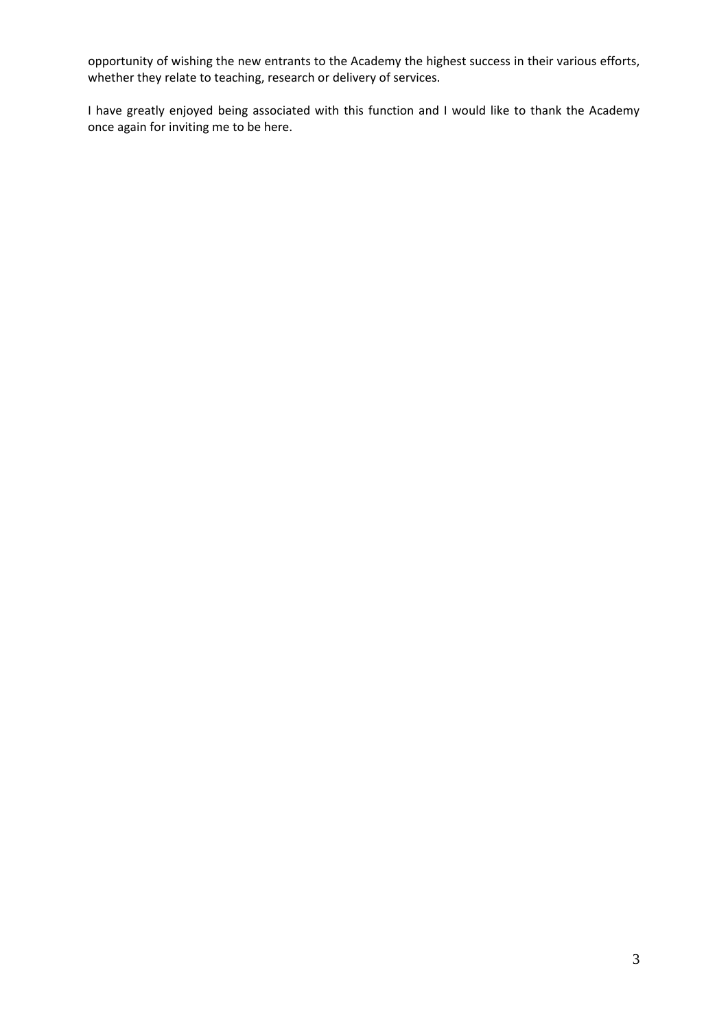opportunity of wishing the new entrants to the Academy the highest success in their various efforts, whether they relate to teaching, research or delivery of services.

I have greatly enjoyed being associated with this function and I would like to thank the Academy once again for inviting me to be here.